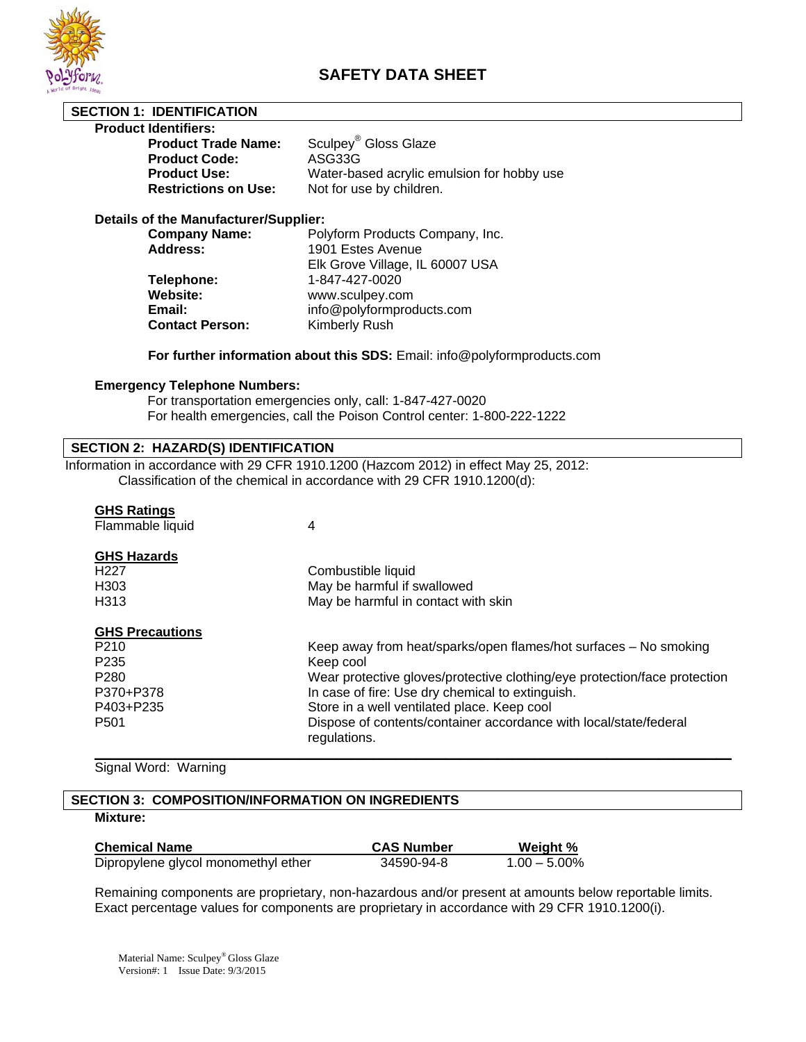# SAFETY DATA SHEET

## SECTION 1: IDENTIFICATION

**Product Identifiers:**

| | |
|---|---|
| **Product Trade Name:** | Sculpey® Gloss Glaze |
| **Product Code:** | ASG33G |
| **Product Use:** | Water-based acrylic emulsion for hobby use |
| **Restrictions on Use:** | Not for use by children. |

**Details of the Manufacturer/Supplier:**

| | |
|---|---|
| **Company Name:** | Polyform Products Company, Inc. |
| **Address:** | 1901 Estes Avenue<br>Elk Grove Village, IL 60007 USA |
| **Telephone:** | 1-847-427-0020 |
| **Website:** | www.sculpey.com |
| **Email:** | info@polyformproducts.com |
| **Contact Person:** | Kimberly Rush |

**For further information about this SDS:** Email: info@polyformproducts.com

**Emergency Telephone Numbers:**

For transportation emergencies only, call: 1-847-427-0020
For health emergencies, call the Poison Control center: 1-800-222-1222

## SECTION 2: HAZARD(S) IDENTIFICATION

Information in accordance with 29 CFR 1910.1200 (Hazcom 2012) in effect May 25, 2012:
Classification of the chemical in accordance with 29 CFR 1910.1200(d):

**GHS Ratings**

| | |
|---|---|
| Flammable liquid | 4 |

**GHS Hazards**

| | |
|---|---|
| H227 | Combustible liquid |
| H303 | May be harmful if swallowed |
| H313 | May be harmful in contact with skin |

**GHS Precautions**

| | |
|---|---|
| P210 | Keep away from heat/sparks/open flames/hot surfaces – No smoking |
| P235 | Keep cool |
| P280 | Wear protective gloves/protective clothing/eye protection/face protection |
| P370+P378 | In case of fire: Use dry chemical to extinguish. |
| P403+P235 | Store in a well ventilated place. Keep cool |
| P501 | Dispose of contents/container accordance with local/state/federal regulations. |

Signal Word: Warning

## SECTION 3: COMPOSITION/INFORMATION ON INGREDIENTS

**Mixture:**

| Chemical Name | CAS Number | Weight % |
|---|---|---|
| Dipropylene glycol monomethyl ether | 34590-94-8 | 1.00 – 5.00% |

Remaining components are proprietary, non-hazardous and/or present at amounts below reportable limits. Exact percentage values for components are proprietary in accordance with 29 CFR 1910.1200(i).

Material Name: Sculpey® Gloss Glaze
Version#: 1 Issue Date: 9/3/2015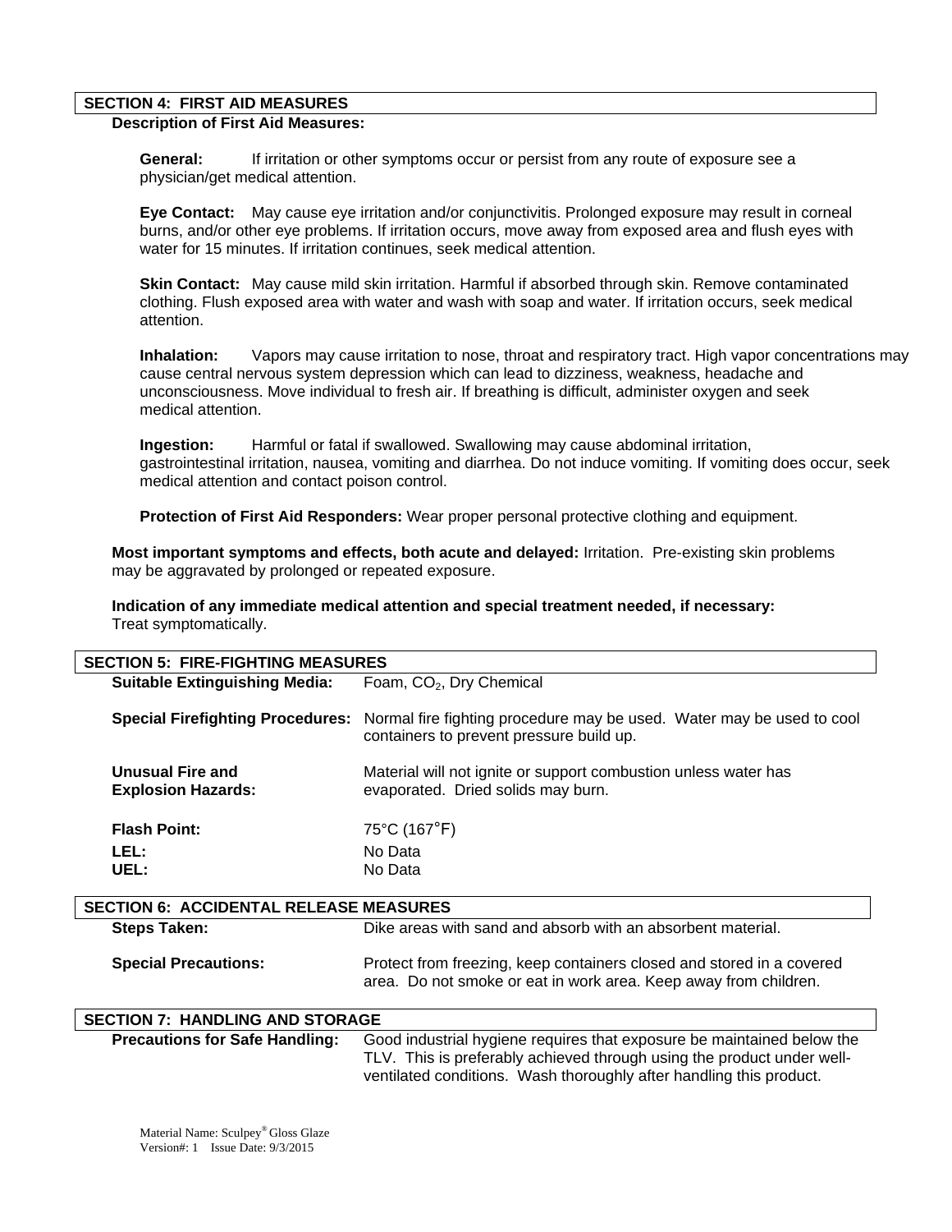## SECTION 4: FIRST AID MEASURES

**Description of First Aid Measures:**

**General:** If irritation or other symptoms occur or persist from any route of exposure see a physician/get medical attention.

**Eye Contact:** May cause eye irritation and/or conjunctivitis. Prolonged exposure may result in corneal burns, and/or other eye problems. If irritation occurs, move away from exposed area and flush eyes with water for 15 minutes. If irritation continues, seek medical attention.

**Skin Contact:** May cause mild skin irritation. Harmful if absorbed through skin. Remove contaminated clothing. Flush exposed area with water and wash with soap and water. If irritation occurs, seek medical attention.

**Inhalation:** Vapors may cause irritation to nose, throat and respiratory tract. High vapor concentrations may cause central nervous system depression which can lead to dizziness, weakness, headache and unconsciousness. Move individual to fresh air. If breathing is difficult, administer oxygen and seek medical attention.

**Ingestion:** Harmful or fatal if swallowed. Swallowing may cause abdominal irritation, gastrointestinal irritation, nausea, vomiting and diarrhea. Do not induce vomiting. If vomiting does occur, seek medical attention and contact poison control.

**Protection of First Aid Responders:** Wear proper personal protective clothing and equipment.

**Most important symptoms and effects, both acute and delayed:** Irritation. Pre-existing skin problems may be aggravated by prolonged or repeated exposure.

**Indication of any immediate medical attention and special treatment needed, if necessary:** Treat symptomatically.

## SECTION 5: FIRE-FIGHTING MEASURES

**Suitable Extinguishing Media:** Foam, $CO_2$, Dry Chemical

**Special Firefighting Procedures:** Normal fire fighting procedure may be used. Water may be used to cool containers to prevent pressure build up.

**Unusual Fire and Explosion Hazards:** Material will not ignite or support combustion unless water has evaporated. Dried solids may burn.

**Flash Point:** 75°C (167°F)

**LEL:** No Data

**UEL:** No Data

## SECTION 6: ACCIDENTAL RELEASE MEASURES

**Steps Taken:** Dike areas with sand and absorb with an absorbent material.

**Special Precautions:** Protect from freezing, keep containers closed and stored in a covered area. Do not smoke or eat in work area. Keep away from children.

## SECTION 7: HANDLING AND STORAGE

**Precautions for Safe Handling:** Good industrial hygiene requires that exposure be maintained below the TLV. This is preferably achieved through using the product under well-ventilated conditions. Wash thoroughly after handling this product.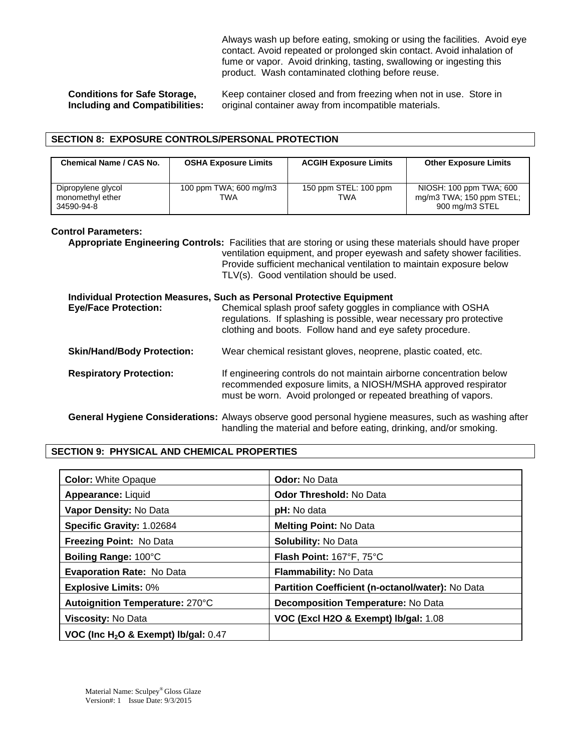Always wash up before eating, smoking or using the facilities. Avoid eye contact. Avoid repeated or prolonged skin contact. Avoid inhalation of fume or vapor. Avoid drinking, tasting, swallowing or ingesting this product. Wash contaminated clothing before reuse.

**Conditions for Safe Storage, Including and Compatibilities:** Keep container closed and from freezing when not in use. Store in original container away from incompatible materials.

## SECTION 8: EXPOSURE CONTROLS/PERSONAL PROTECTION

| Chemical Name / CAS No. | OSHA Exposure Limits | ACGIH Exposure Limits | Other Exposure Limits |
|---|---|---|---|
| Dipropylene glycol monomethyl ether 34590-94-8 | 100 ppm TWA; 600 mg/m3 TWA | 150 ppm STEL: 100 ppm TWA | NIOSH: 100 ppm TWA; 600 mg/m3 TWA; 150 ppm STEL; 900 mg/m3 STEL |

**Control Parameters:**

**Appropriate Engineering Controls:** Facilities that are storing or using these materials should have proper ventilation equipment, and proper eyewash and safety shower facilities. Provide sufficient mechanical ventilation to maintain exposure below TLV(s). Good ventilation should be used.

**Individual Protection Measures, Such as Personal Protective Equipment**

**Eye/Face Protection:** Chemical splash proof safety goggles in compliance with OSHA regulations. If splashing is possible, wear necessary pro protective clothing and boots. Follow hand and eye safety procedure.

**Skin/Hand/Body Protection:** Wear chemical resistant gloves, neoprene, plastic coated, etc.

**Respiratory Protection:** If engineering controls do not maintain airborne concentration below recommended exposure limits, a NIOSH/MSHA approved respirator must be worn. Avoid prolonged or repeated breathing of vapors.

**General Hygiene Considerations:** Always observe good personal hygiene measures, such as washing after handling the material and before eating, drinking, and/or smoking.

## SECTION 9: PHYSICAL AND CHEMICAL PROPERTIES

| | |
|---|---|
| **Color:** White Opaque | **Odor:** No Data |
| **Appearance:** Liquid | **Odor Threshold:** No Data |
| **Vapor Density:** No Data | **pH:** No data |
| **Specific Gravity:** 1.02684 | **Melting Point:** No Data |
| **Freezing Point:** No Data | **Solubility:** No Data |
| **Boiling Range:** 100°C | **Flash Point:** 167°F, 75°C |
| **Evaporation Rate:** No Data | **Flammability:** No Data |
| **Explosive Limits:** 0% | **Partition Coefficient (n-octanol/water):** No Data |
| **Autoignition Temperature:** 270°C | **Decomposition Temperature:** No Data |
| **Viscosity:** No Data | **VOC (Excl H2O & Exempt) lb/gal:** 1.08 |
| **VOC (Inc $H_2O$ & Exempt) lb/gal:** 0.47 | |

Material Name: Sculpey® Gloss Glaze
Version#: 1 Issue Date: 9/3/2015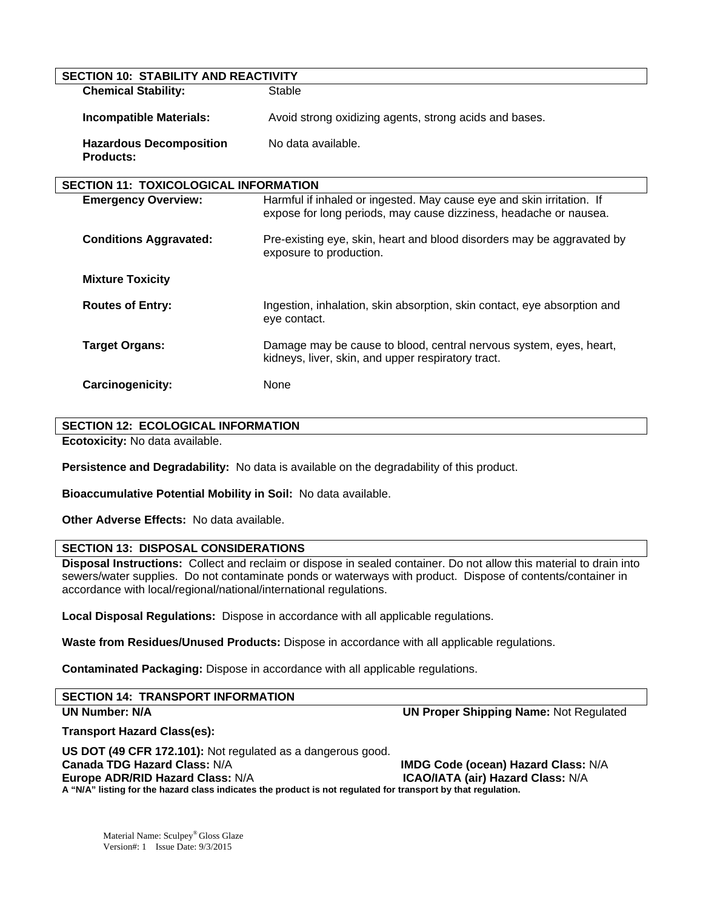## SECTION 10: STABILITY AND REACTIVITY

**Chemical Stability:** Stable

**Incompatible Materials:** Avoid strong oxidizing agents, strong acids and bases.

**Hazardous Decomposition Products:** No data available.

## SECTION 11: TOXICOLOGICAL INFORMATION

**Emergency Overview:** Harmful if inhaled or ingested. May cause eye and skin irritation. If expose for long periods, may cause dizziness, headache or nausea.

**Conditions Aggravated:** Pre-existing eye, skin, heart and blood disorders may be aggravated by exposure to production.

**Mixture Toxicity**

**Routes of Entry:** Ingestion, inhalation, skin absorption, skin contact, eye absorption and eye contact.

**Target Organs:** Damage may be cause to blood, central nervous system, eyes, heart, kidneys, liver, skin, and upper respiratory tract.

**Carcinogenicity:** None

## SECTION 12: ECOLOGICAL INFORMATION

**Ecotoxicity:** No data available.

**Persistence and Degradability:** No data is available on the degradability of this product.

**Bioaccumulative Potential Mobility in Soil:** No data available.

**Other Adverse Effects:** No data available.

## SECTION 13: DISPOSAL CONSIDERATIONS

**Disposal Instructions:** Collect and reclaim or dispose in sealed container. Do not allow this material to drain into sewers/water supplies. Do not contaminate ponds or waterways with product. Dispose of contents/container in accordance with local/regional/national/international regulations.

**Local Disposal Regulations:** Dispose in accordance with all applicable regulations.

**Waste from Residues/Unused Products:** Dispose in accordance with all applicable regulations.

**Contaminated Packaging:** Dispose in accordance with all applicable regulations.

## SECTION 14: TRANSPORT INFORMATION

**UN Number: N/A**

**UN Proper Shipping Name:** Not Regulated

**Transport Hazard Class(es):**

**US DOT (49 CFR 172.101):** Not regulated as a dangerous good.

**Canada TDG Hazard Class:** N/A

**IMDG Code (ocean) Hazard Class:** N/A

**Europe ADR/RID Hazard Class:** N/A

**ICAO/IATA (air) Hazard Class:** N/A

**A "N/A" listing for the hazard class indicates the product is not regulated for transport by that regulation.**

Material Name: Sculpey® Gloss Glaze
Version#: 1 Issue Date: 9/3/2015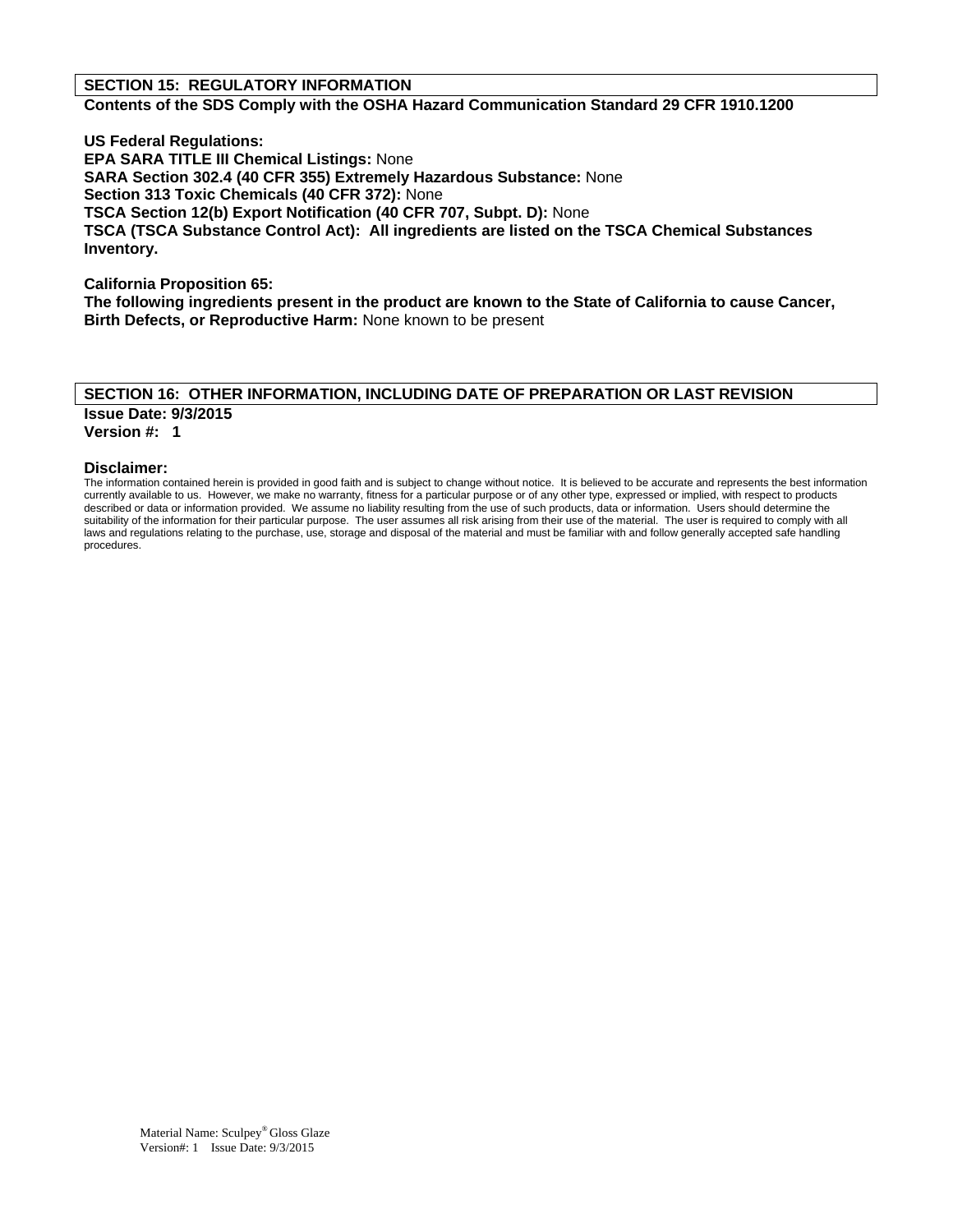## SECTION 15: REGULATORY INFORMATION

**Contents of the SDS Comply with the OSHA Hazard Communication Standard 29 CFR 1910.1200**

**US Federal Regulations:**
**EPA SARA TITLE III Chemical Listings:** None
**SARA Section 302.4 (40 CFR 355) Extremely Hazardous Substance:** None
**Section 313 Toxic Chemicals (40 CFR 372):** None
**TSCA Section 12(b) Export Notification (40 CFR 707, Subpt. D):** None
**TSCA (TSCA Substance Control Act): All ingredients are listed on the TSCA Chemical Substances Inventory.**

**California Proposition 65:**
**The following ingredients present in the product are known to the State of California to cause Cancer, Birth Defects, or Reproductive Harm:** None known to be present

## SECTION 16: OTHER INFORMATION, INCLUDING DATE OF PREPARATION OR LAST REVISION

**Issue Date: 9/3/2015**
**Version #: 1**

**Disclaimer:**

The information contained herein is provided in good faith and is subject to change without notice. It is believed to be accurate and represents the best information currently available to us. However, we make no warranty, fitness for a particular purpose or of any other type, expressed or implied, with respect to products described or data or information provided. We assume no liability resulting from the use of such products, data or information. Users should determine the suitability of the information for their particular purpose. The user assumes all risk arising from their use of the material. The user is required to comply with all laws and regulations relating to the purchase, use, storage and disposal of the material and must be familiar with and follow generally accepted safe handling procedures.